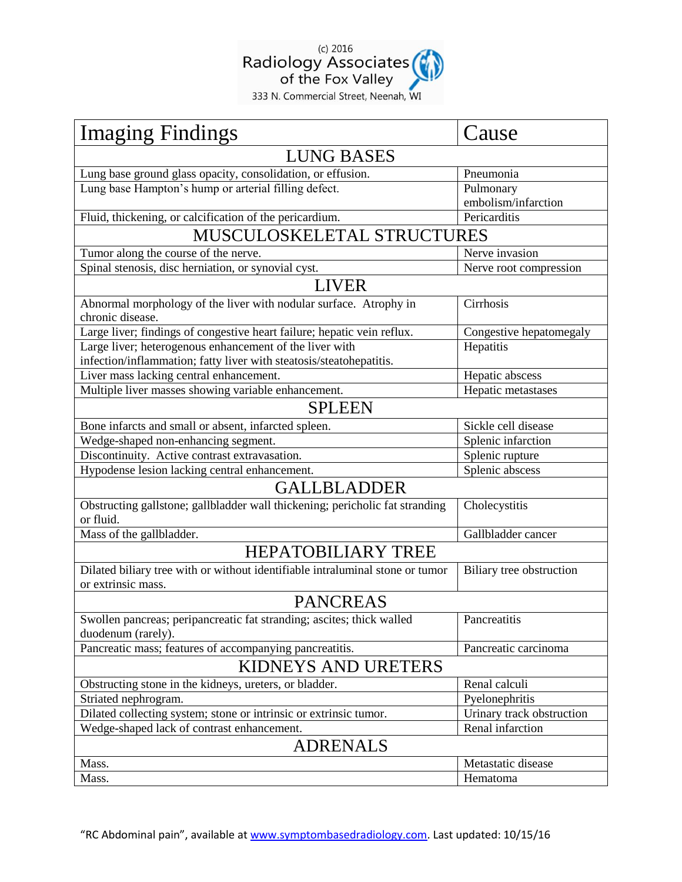(c) 2016
Radiology Associates of the Fox Valley
333 N. Commercial Street, Neenah, WI

| Imaging Findings | Cause |
|---|---|
| **LUNG BASES** | |
| Lung base ground glass opacity, consolidation, or effusion. | Pneumonia |
| Lung base Hampton's hump or arterial filling defect. | Pulmonary embolism/infarction |
| Fluid, thickening, or calcification of the pericardium. | Pericarditis |
| **MUSCULOSKELETAL STRUCTURES** | |
| Tumor along the course of the nerve. | Nerve invasion |
| Spinal stenosis, disc herniation, or synovial cyst. | Nerve root compression |
| **LIVER** | |
| Abnormal morphology of the liver with nodular surface. Atrophy in chronic disease. | Cirrhosis |
| Large liver; findings of congestive heart failure; hepatic vein reflux. | Congestive hepatomegaly |
| Large liver; heterogenous enhancement of the liver with infection/inflammation; fatty liver with steatosis/steatohepatitis. | Hepatitis |
| Liver mass lacking central enhancement. | Hepatic abscess |
| Multiple liver masses showing variable enhancement. | Hepatic metastases |
| **SPLEEN** | |
| Bone infarcts and small or absent, infarcted spleen. | Sickle cell disease |
| Wedge-shaped non-enhancing segment. | Splenic infarction |
| Discontinuity. Active contrast extravasation. | Splenic rupture |
| Hypodense lesion lacking central enhancement. | Splenic abscess |
| **GALLBLADDER** | |
| Obstructing gallstone; gallbladder wall thickening; pericholic fat stranding or fluid. | Cholecystitis |
| Mass of the gallbladder. | Gallbladder cancer |
| **HEPATOBILIARY TREE** | |
| Dilated biliary tree with or without identifiable intraluminal stone or tumor or extrinsic mass. | Biliary tree obstruction |
| **PANCREAS** | |
| Swollen pancreas; peripancreatic fat stranding; ascites; thick walled duodenum (rarely). | Pancreatitis |
| Pancreatic mass; features of accompanying pancreatitis. | Pancreatic carcinoma |
| **KIDNEYS AND URETERS** | |
| Obstructing stone in the kidneys, ureters, or bladder. | Renal calculi |
| Striated nephrogram. | Pyelonephritis |
| Dilated collecting system; stone or intrinsic or extrinsic tumor. | Urinary track obstruction |
| Wedge-shaped lack of contrast enhancement. | Renal infarction |
| **ADRENALS** | |
| Mass. | Metastatic disease |
| Mass. | Hematoma |

"RC Abdominal pain", available at www.symptombasedradiology.com. Last updated: 10/15/16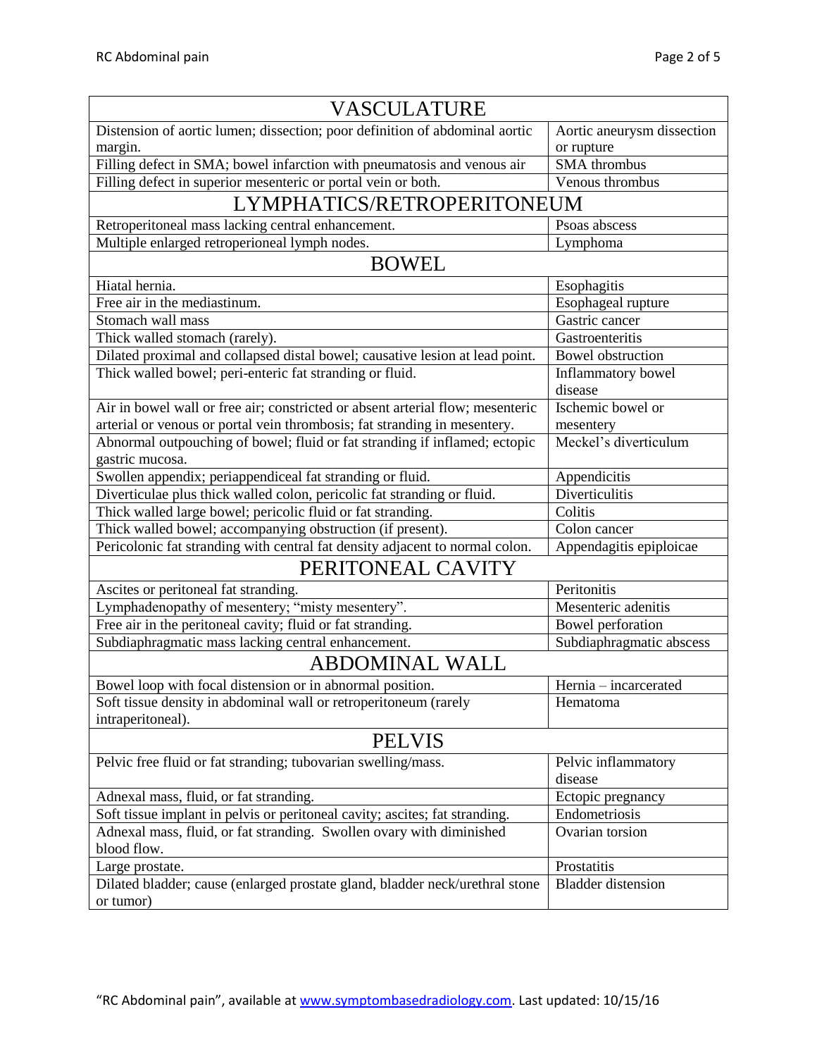| VASCULATURE | |
|---|---|
| Distension of aortic lumen; dissection; poor definition of abdominal aortic margin. | Aortic aneurysm dissection or rupture |
| Filling defect in SMA; bowel infarction with pneumatosis and venous air | SMA thrombus |
| Filling defect in superior mesenteric or portal vein or both. | Venous thrombus |
| **LYMPHATICS/RETROPERITONEUM** | |
| Retroperitoneal mass lacking central enhancement. | Psoas abscess |
| Multiple enlarged retroperioneal lymph nodes. | Lymphoma |
| **BOWEL** | |
| Hiatal hernia. | Esophagitis |
| Free air in the mediastinum. | Esophageal rupture |
| Stomach wall mass | Gastric cancer |
| Thick walled stomach (rarely). | Gastroenteritis |
| Dilated proximal and collapsed distal bowel; causative lesion at lead point. | Bowel obstruction |
| Thick walled bowel; peri-enteric fat stranding or fluid. | Inflammatory bowel disease |
| Air in bowel wall or free air; constricted or absent arterial flow; mesenteric arterial or venous or portal vein thrombosis; fat stranding in mesentery. | Ischemic bowel or mesentery |
| Abnormal outpouching of bowel; fluid or fat stranding if inflamed; ectopic gastric mucosa. | Meckel's diverticulum |
| Swollen appendix; periappendiceal fat stranding or fluid. | Appendicitis |
| Diverticulae plus thick walled colon, pericolic fat stranding or fluid. | Diverticulitis |
| Thick walled large bowel; pericolic fluid or fat stranding. | Colitis |
| Thick walled bowel; accompanying obstruction (if present). | Colon cancer |
| Pericolonic fat stranding with central fat density adjacent to normal colon. | Appendagitis epiploicae |
| **PERITONEAL CAVITY** | |
| Ascites or peritoneal fat stranding. | Peritonitis |
| Lymphadenopathy of mesentery; "misty mesentery". | Mesenteric adenitis |
| Free air in the peritoneal cavity; fluid or fat stranding. | Bowel perforation |
| Subdiaphragmatic mass lacking central enhancement. | Subdiaphragmatic abscess |
| **ABDOMINAL WALL** | |
| Bowel loop with focal distension or in abnormal position. | Hernia – incarcerated |
| Soft tissue density in abdominal wall or retroperitoneum (rarely intraperitoneal). | Hematoma |
| **PELVIS** | |
| Pelvic free fluid or fat stranding; tubovarian swelling/mass. | Pelvic inflammatory disease |
| Adnexal mass, fluid, or fat stranding. | Ectopic pregnancy |
| Soft tissue implant in pelvis or peritoneal cavity; ascites; fat stranding. | Endometriosis |
| Adnexal mass, fluid, or fat stranding. Swollen ovary with diminished blood flow. | Ovarian torsion |
| Large prostate. | Prostatitis |
| Dilated bladder; cause (enlarged prostate gland, bladder neck/urethral stone or tumor) | Bladder distension |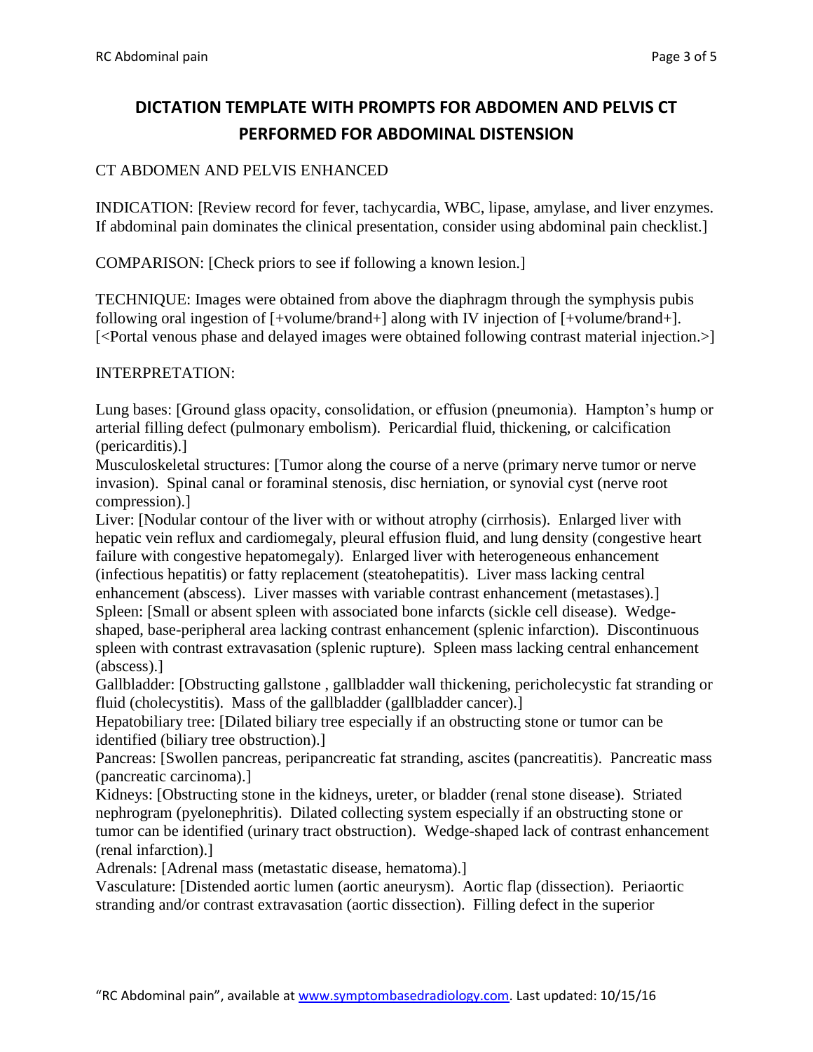# DICTATION TEMPLATE WITH PROMPTS FOR ABDOMEN AND PELVIS CT PERFORMED FOR ABDOMINAL DISTENSION

CT ABDOMEN AND PELVIS ENHANCED

INDICATION: [Review record for fever, tachycardia, WBC, lipase, amylase, and liver enzymes. If abdominal pain dominates the clinical presentation, consider using abdominal pain checklist.]

COMPARISON: [Check priors to see if following a known lesion.]

TECHNIQUE: Images were obtained from above the diaphragm through the symphysis pubis following oral ingestion of [+volume/brand+] along with IV injection of [+volume/brand+]. [<Portal venous phase and delayed images were obtained following contrast material injection.>]

INTERPRETATION:

Lung bases: [Ground glass opacity, consolidation, or effusion (pneumonia). Hampton's hump or arterial filling defect (pulmonary embolism). Pericardial fluid, thickening, or calcification (pericarditis).]
Musculoskeletal structures: [Tumor along the course of a nerve (primary nerve tumor or nerve invasion). Spinal canal or foraminal stenosis, disc herniation, or synovial cyst (nerve root compression).]
Liver: [Nodular contour of the liver with or without atrophy (cirrhosis). Enlarged liver with hepatic vein reflux and cardiomegaly, pleural effusion fluid, and lung density (congestive heart failure with congestive hepatomegaly). Enlarged liver with heterogeneous enhancement (infectious hepatitis) or fatty replacement (steatohepatitis). Liver mass lacking central enhancement (abscess). Liver masses with variable contrast enhancement (metastases).]
Spleen: [Small or absent spleen with associated bone infarcts (sickle cell disease). Wedge-shaped, base-peripheral area lacking contrast enhancement (splenic infarction). Discontinuous spleen with contrast extravasation (splenic rupture). Spleen mass lacking central enhancement (abscess).]
Gallbladder: [Obstructing gallstone , gallbladder wall thickening, pericholecystic fat stranding or fluid (cholecystitis). Mass of the gallbladder (gallbladder cancer).]
Hepatobiliary tree: [Dilated biliary tree especially if an obstructing stone or tumor can be identified (biliary tree obstruction).]
Pancreas: [Swollen pancreas, peripancreatic fat stranding, ascites (pancreatitis). Pancreatic mass (pancreatic carcinoma).]
Kidneys: [Obstructing stone in the kidneys, ureter, or bladder (renal stone disease). Striated nephrogram (pyelonephritis). Dilated collecting system especially if an obstructing stone or tumor can be identified (urinary tract obstruction). Wedge-shaped lack of contrast enhancement (renal infarction).]
Adrenals: [Adrenal mass (metastatic disease, hematoma).]
Vasculature: [Distended aortic lumen (aortic aneurysm). Aortic flap (dissection). Periaortic stranding and/or contrast extravasation (aortic dissection). Filling defect in the superior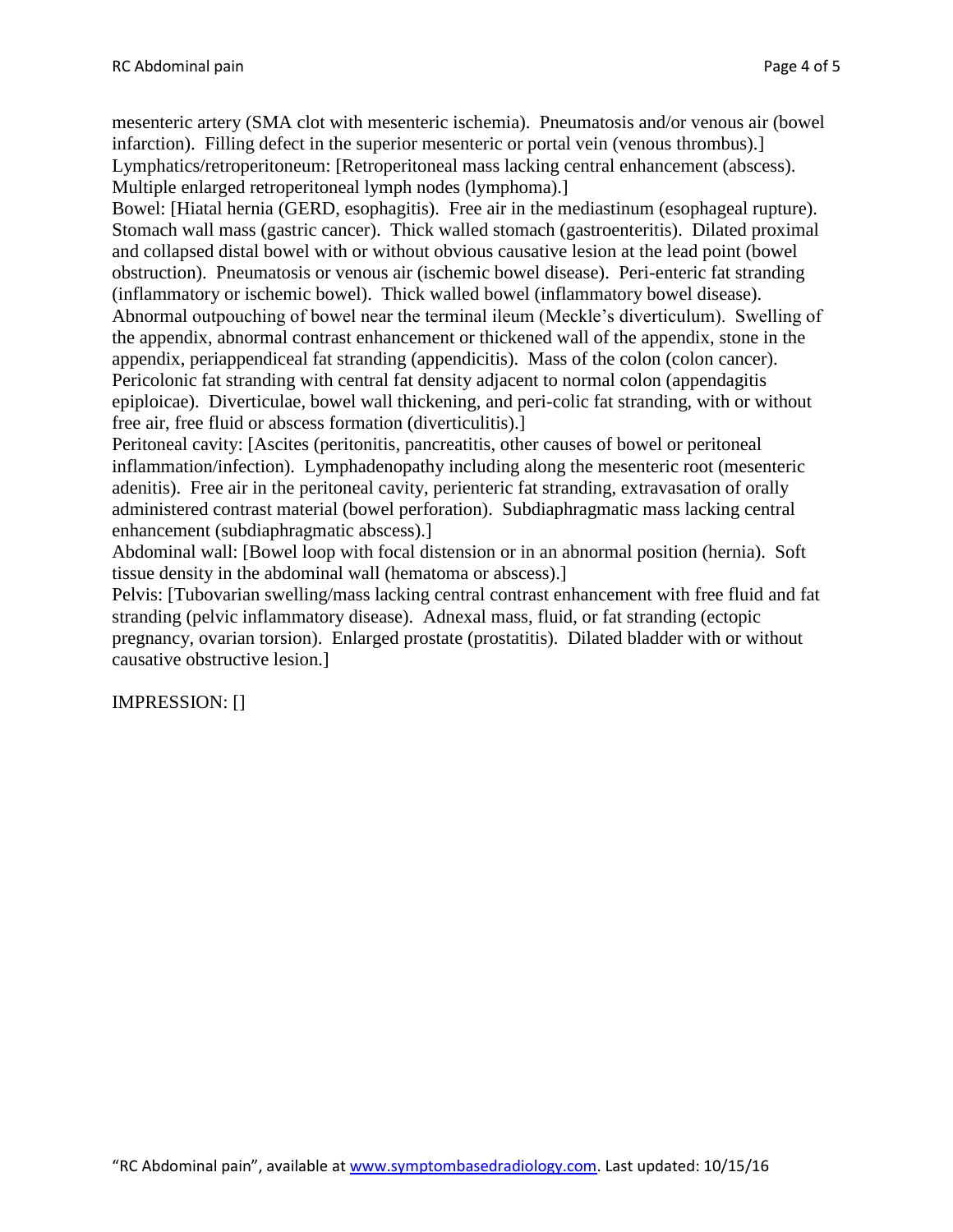mesenteric artery (SMA clot with mesenteric ischemia). Pneumatosis and/or venous air (bowel infarction). Filling defect in the superior mesenteric or portal vein (venous thrombus).]
Lymphatics/retroperitoneum: [Retroperitoneal mass lacking central enhancement (abscess). Multiple enlarged retroperitoneal lymph nodes (lymphoma).]
Bowel: [Hiatal hernia (GERD, esophagitis). Free air in the mediastinum (esophageal rupture). Stomach wall mass (gastric cancer). Thick walled stomach (gastroenteritis). Dilated proximal and collapsed distal bowel with or without obvious causative lesion at the lead point (bowel obstruction). Pneumatosis or venous air (ischemic bowel disease). Peri-enteric fat stranding (inflammatory or ischemic bowel). Thick walled bowel (inflammatory bowel disease). Abnormal outpouching of bowel near the terminal ileum (Meckle's diverticulum). Swelling of the appendix, abnormal contrast enhancement or thickened wall of the appendix, stone in the appendix, periappendiceal fat stranding (appendicitis). Mass of the colon (colon cancer). Pericolonic fat stranding with central fat density adjacent to normal colon (appendagitis epiploicae). Diverticulae, bowel wall thickening, and peri-colic fat stranding, with or without free air, free fluid or abscess formation (diverticulitis).]
Peritoneal cavity: [Ascites (peritonitis, pancreatitis, other causes of bowel or peritoneal inflammation/infection). Lymphadenopathy including along the mesenteric root (mesenteric adenitis). Free air in the peritoneal cavity, perienteric fat stranding, extravasation of orally administered contrast material (bowel perforation). Subdiaphragmatic mass lacking central enhancement (subdiaphragmatic abscess).]
Abdominal wall: [Bowel loop with focal distension or in an abnormal position (hernia). Soft tissue density in the abdominal wall (hematoma or abscess).]
Pelvis: [Tubovarian swelling/mass lacking central contrast enhancement with free fluid and fat stranding (pelvic inflammatory disease). Adnexal mass, fluid, or fat stranding (ectopic pregnancy, ovarian torsion). Enlarged prostate (prostatitis). Dilated bladder with or without causative obstructive lesion.]

IMPRESSION: []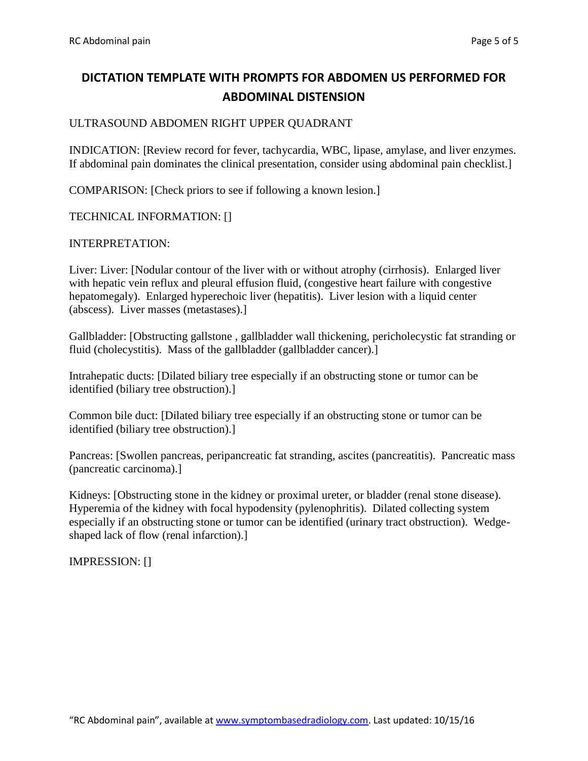# DICTATION TEMPLATE WITH PROMPTS FOR ABDOMEN US PERFORMED FOR ABDOMINAL DISTENSION

ULTRASOUND ABDOMEN RIGHT UPPER QUADRANT

INDICATION: [Review record for fever, tachycardia, WBC, lipase, amylase, and liver enzymes. If abdominal pain dominates the clinical presentation, consider using abdominal pain checklist.]

COMPARISON: [Check priors to see if following a known lesion.]

TECHNICAL INFORMATION: []

INTERPRETATION:

Liver: Liver: [Nodular contour of the liver with or without atrophy (cirrhosis). Enlarged liver with hepatic vein reflux and pleural effusion fluid, (congestive heart failure with congestive hepatomegaly). Enlarged hyperechoic liver (hepatitis). Liver lesion with a liquid center (abscess). Liver masses (metastases).]

Gallbladder: [Obstructing gallstone , gallbladder wall thickening, pericholecystic fat stranding or fluid (cholecystitis). Mass of the gallbladder (gallbladder cancer).]

Intrahepatic ducts: [Dilated biliary tree especially if an obstructing stone or tumor can be identified (biliary tree obstruction).]

Common bile duct: [Dilated biliary tree especially if an obstructing stone or tumor can be identified (biliary tree obstruction).]

Pancreas: [Swollen pancreas, peripancreatic fat stranding, ascites (pancreatitis). Pancreatic mass (pancreatic carcinoma).]

Kidneys: [Obstructing stone in the kidney or proximal ureter, or bladder (renal stone disease). Hyperemia of the kidney with focal hypodensity (pylenophritis). Dilated collecting system especially if an obstructing stone or tumor can be identified (urinary tract obstruction). Wedge-shaped lack of flow (renal infarction).]

IMPRESSION: []

"RC Abdominal pain", available at www.symptombasedradiology.com. Last updated: 10/15/16